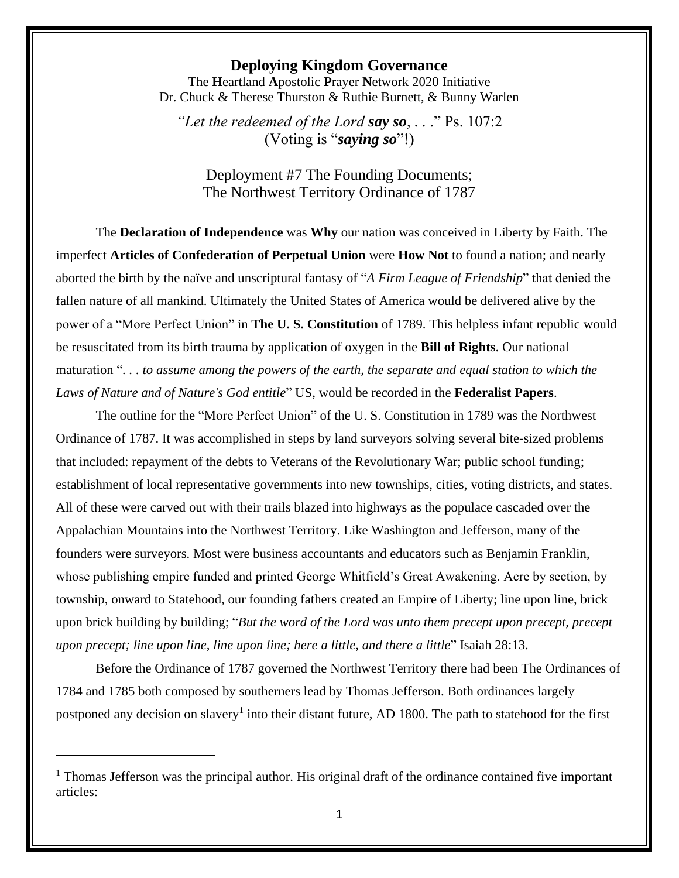# Deploying Kingdom Governance

The **H**eartland **A**postolic **P**rayer **N**etwork 2020 Initiative
Dr. Chuck & Therese Thurston & Ruthie Burnett, & Bunny Warlen

*"Let the redeemed of the Lord* ***say so****, . . ."* Ps. 107:2
(Voting is "***saying so***"!)

## Deployment #7 The Founding Documents; The Northwest Territory Ordinance of 1787

The **Declaration of Independence** was **Why** our nation was conceived in Liberty by Faith. The imperfect **Articles of Confederation of Perpetual Union** were **How Not** to found a nation; and nearly aborted the birth by the naïve and unscriptural fantasy of "*A Firm League of Friendship*" that denied the fallen nature of all mankind. Ultimately the United States of America would be delivered alive by the power of a "More Perfect Union" in **The U. S. Constitution** of 1789. This helpless infant republic would be resuscitated from its birth trauma by application of oxygen in the **Bill of Rights**. Our national maturation "*. . . to assume among the powers of the earth, the separate and equal station to which the Laws of Nature and of Nature's God entitle*" US, would be recorded in the **Federalist Papers**.

The outline for the "More Perfect Union" of the U. S. Constitution in 1789 was the Northwest Ordinance of 1787. It was accomplished in steps by land surveyors solving several bite-sized problems that included: repayment of the debts to Veterans of the Revolutionary War; public school funding; establishment of local representative governments into new townships, cities, voting districts, and states. All of these were carved out with their trails blazed into highways as the populace cascaded over the Appalachian Mountains into the Northwest Territory. Like Washington and Jefferson, many of the founders were surveyors. Most were business accountants and educators such as Benjamin Franklin, whose publishing empire funded and printed George Whitfield's Great Awakening. Acre by section, by township, onward to Statehood, our founding fathers created an Empire of Liberty; line upon line, brick upon brick building by building; "*But the word of the Lord was unto them precept upon precept, precept upon precept; line upon line, line upon line; here a little, and there a little*" Isaiah 28:13.

Before the Ordinance of 1787 governed the Northwest Territory there had been The Ordinances of 1784 and 1785 both composed by southerners lead by Thomas Jefferson. Both ordinances largely postponed any decision on slavery[1] into their distant future, AD 1800. The path to statehood for the first

---

[1] Thomas Jefferson was the principal author. His original draft of the ordinance contained five important articles: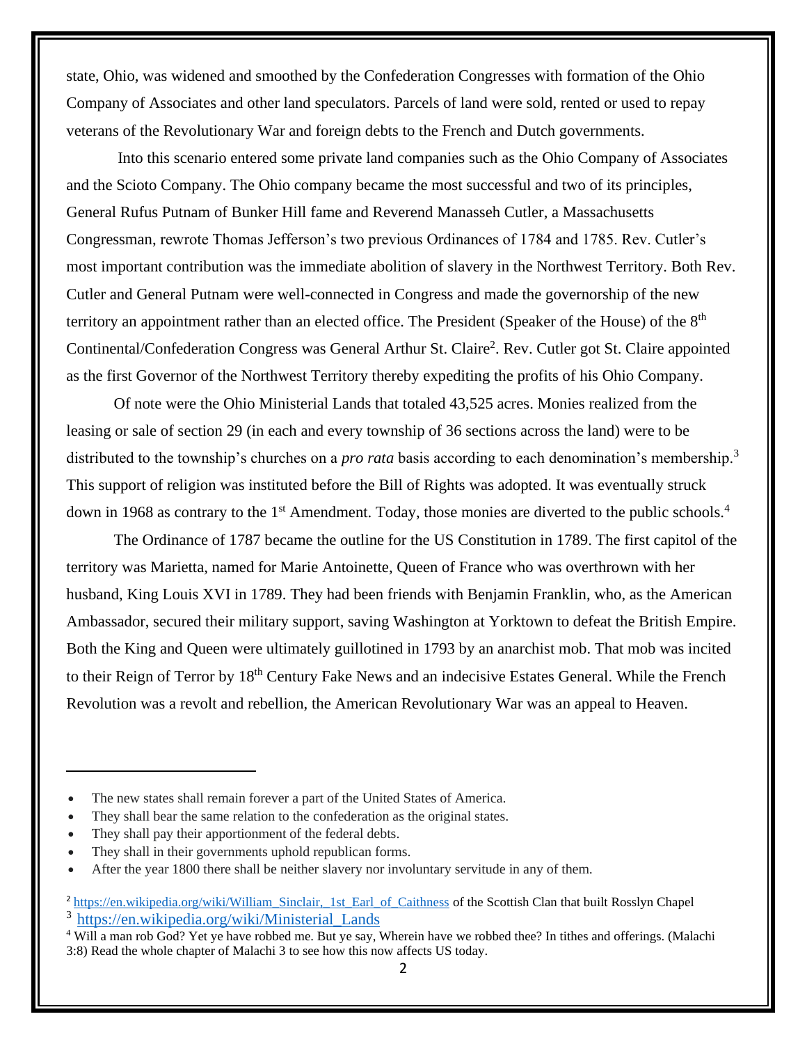state, Ohio, was widened and smoothed by the Confederation Congresses with formation of the Ohio Company of Associates and other land speculators. Parcels of land were sold, rented or used to repay veterans of the Revolutionary War and foreign debts to the French and Dutch governments.

Into this scenario entered some private land companies such as the Ohio Company of Associates and the Scioto Company. The Ohio company became the most successful and two of its principles, General Rufus Putnam of Bunker Hill fame and Reverend Manasseh Cutler, a Massachusetts Congressman, rewrote Thomas Jefferson's two previous Ordinances of 1784 and 1785. Rev. Cutler's most important contribution was the immediate abolition of slavery in the Northwest Territory. Both Rev. Cutler and General Putnam were well-connected in Congress and made the governorship of the new territory an appointment rather than an elected office. The President (Speaker of the House) of the 8th Continental/Confederation Congress was General Arthur St. Claire[2]. Rev. Cutler got St. Claire appointed as the first Governor of the Northwest Territory thereby expediting the profits of his Ohio Company.

Of note were the Ohio Ministerial Lands that totaled 43,525 acres. Monies realized from the leasing or sale of section 29 (in each and every township of 36 sections across the land) were to be distributed to the township's churches on a *pro rata* basis according to each denomination's membership.[3] This support of religion was instituted before the Bill of Rights was adopted. It was eventually struck down in 1968 as contrary to the 1st Amendment. Today, those monies are diverted to the public schools.[4]

The Ordinance of 1787 became the outline for the US Constitution in 1789. The first capitol of the territory was Marietta, named for Marie Antoinette, Queen of France who was overthrown with her husband, King Louis XVI in 1789. They had been friends with Benjamin Franklin, who, as the American Ambassador, secured their military support, saving Washington at Yorktown to defeat the British Empire. Both the King and Queen were ultimately guillotined in 1793 by an anarchist mob. That mob was incited to their Reign of Terror by 18th Century Fake News and an indecisive Estates General. While the French Revolution was a revolt and rebellion, the American Revolutionary War was an appeal to Heaven.

---

- The new states shall remain forever a part of the United States of America.
- They shall bear the same relation to the confederation as the original states.
- They shall pay their apportionment of the federal debts.
- They shall in their governments uphold republican forms.
- After the year 1800 there shall be neither slavery nor involuntary servitude in any of them.

[2] https://en.wikipedia.org/wiki/William_Sinclair,_1st_Earl_of_Caithness of the Scottish Clan that built Rosslyn Chapel

[3] https://en.wikipedia.org/wiki/Ministerial_Lands

[4] Will a man rob God? Yet ye have robbed me. But ye say, Wherein have we robbed thee? In tithes and offerings. (Malachi 3:8) Read the whole chapter of Malachi 3 to see how this now affects US today.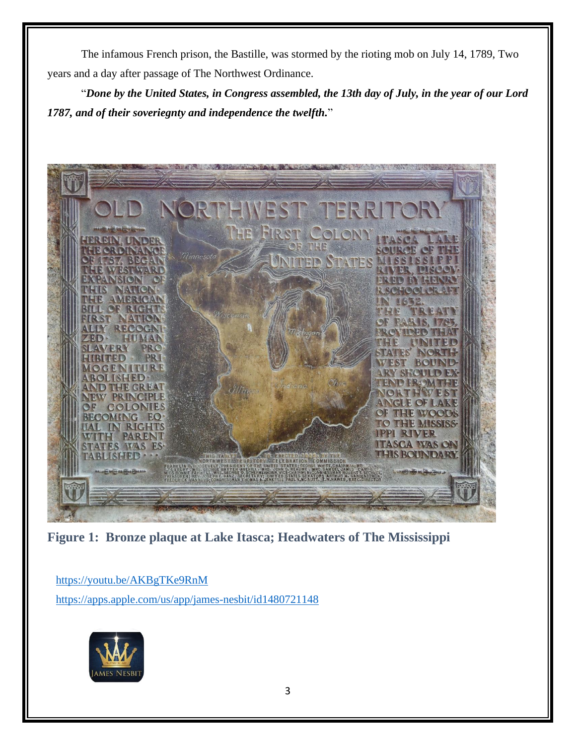The infamous French prison, the Bastille, was stormed by the rioting mob on July 14, 1789, Two years and a day after passage of The Northwest Ordinance.

"***Done by the United States, in Congress assembled, the 13th day of July, in the year of our Lord 1787, and of their soveriegnty and independence the twelfth.***"

**Figure 1: Bronze plaque at Lake Itasca; Headwaters of The Mississippi**

https://youtu.be/AKBgTKe9RnM

https://apps.apple.com/us/app/james-nesbit/id1480721148